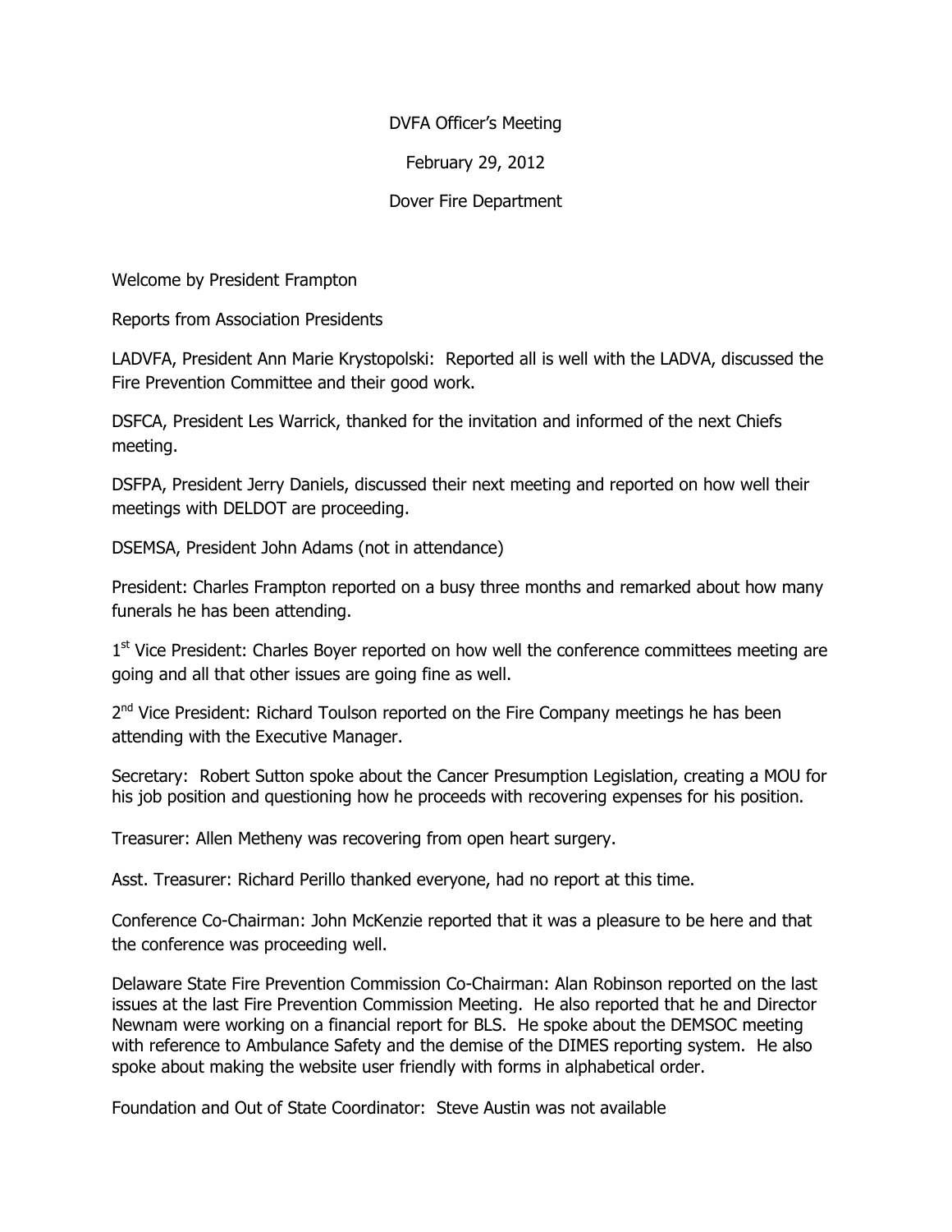DVFA Officer's Meeting

February 29, 2012

Dover Fire Department

Welcome by President Frampton

Reports from Association Presidents

LADVFA, President Ann Marie Krystopolski: Reported all is well with the LADVA, discussed the Fire Prevention Committee and their good work.

DSFCA, President Les Warrick, thanked for the invitation and informed of the next Chiefs meeting.

DSFPA, President Jerry Daniels, discussed their next meeting and reported on how well their meetings with DELDOT are proceeding.

DSEMSA, President John Adams (not in attendance)

President: Charles Frampton reported on a busy three months and remarked about how many funerals he has been attending.

1st Vice President: Charles Boyer reported on how well the conference committees meeting are going and all that other issues are going fine as well.

2nd Vice President: Richard Toulson reported on the Fire Company meetings he has been attending with the Executive Manager.

Secretary: Robert Sutton spoke about the Cancer Presumption Legislation, creating a MOU for his job position and questioning how he proceeds with recovering expenses for his position.

Treasurer: Allen Metheny was recovering from open heart surgery.

Asst. Treasurer: Richard Perillo thanked everyone, had no report at this time.

Conference Co-Chairman: John McKenzie reported that it was a pleasure to be here and that the conference was proceeding well.

Delaware State Fire Prevention Commission Co-Chairman: Alan Robinson reported on the last issues at the last Fire Prevention Commission Meeting. He also reported that he and Director Newnam were working on a financial report for BLS. He spoke about the DEMSOC meeting with reference to Ambulance Safety and the demise of the DIMES reporting system. He also spoke about making the website user friendly with forms in alphabetical order.

Foundation and Out of State Coordinator: Steve Austin was not available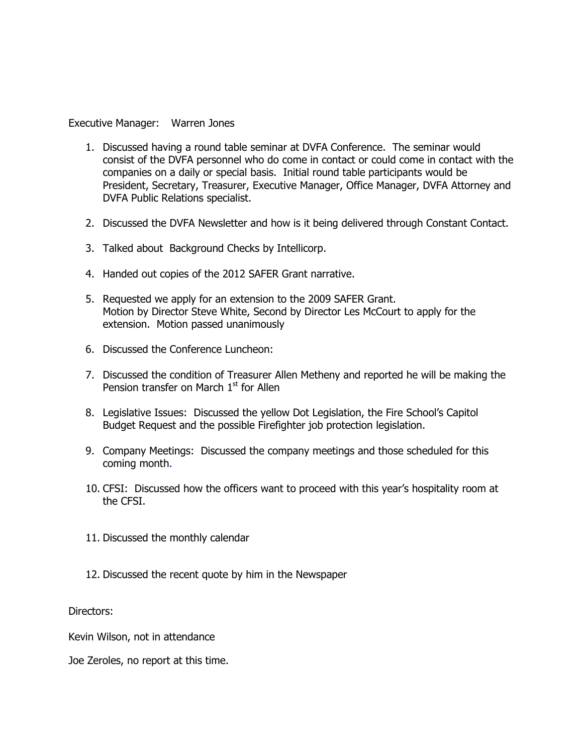Executive Manager:    Warren Jones

1. Discussed having a round table seminar at DVFA Conference.  The seminar would consist of the DVFA personnel who do come in contact or could come in contact with the companies on a daily or special basis.  Initial round table participants would be President, Secretary, Treasurer, Executive Manager, Office Manager, DVFA Attorney and DVFA Public Relations specialist.

2. Discussed the DVFA Newsletter and how is it being delivered through Constant Contact.

3. Talked about  Background Checks by Intellicorp.

4. Handed out copies of the 2012 SAFER Grant narrative.

5. Requested we apply for an extension to the 2009 SAFER Grant.
   Motion by Director Steve White, Second by Director Les McCourt to apply for the extension.  Motion passed unanimously

6. Discussed the Conference Luncheon:

7. Discussed the condition of Treasurer Allen Metheny and reported he will be making the Pension transfer on March 1st for Allen

8. Legislative Issues:  Discussed the yellow Dot Legislation, the Fire School's Capitol Budget Request and the possible Firefighter job protection legislation.

9. Company Meetings:  Discussed the company meetings and those scheduled for this coming month.

10. CFSI:  Discussed how the officers want to proceed with this year's hospitality room at the CFSI.

11. Discussed the monthly calendar

12. Discussed the recent quote by him in the Newspaper

Directors:

Kevin Wilson, not in attendance

Joe Zeroles, no report at this time.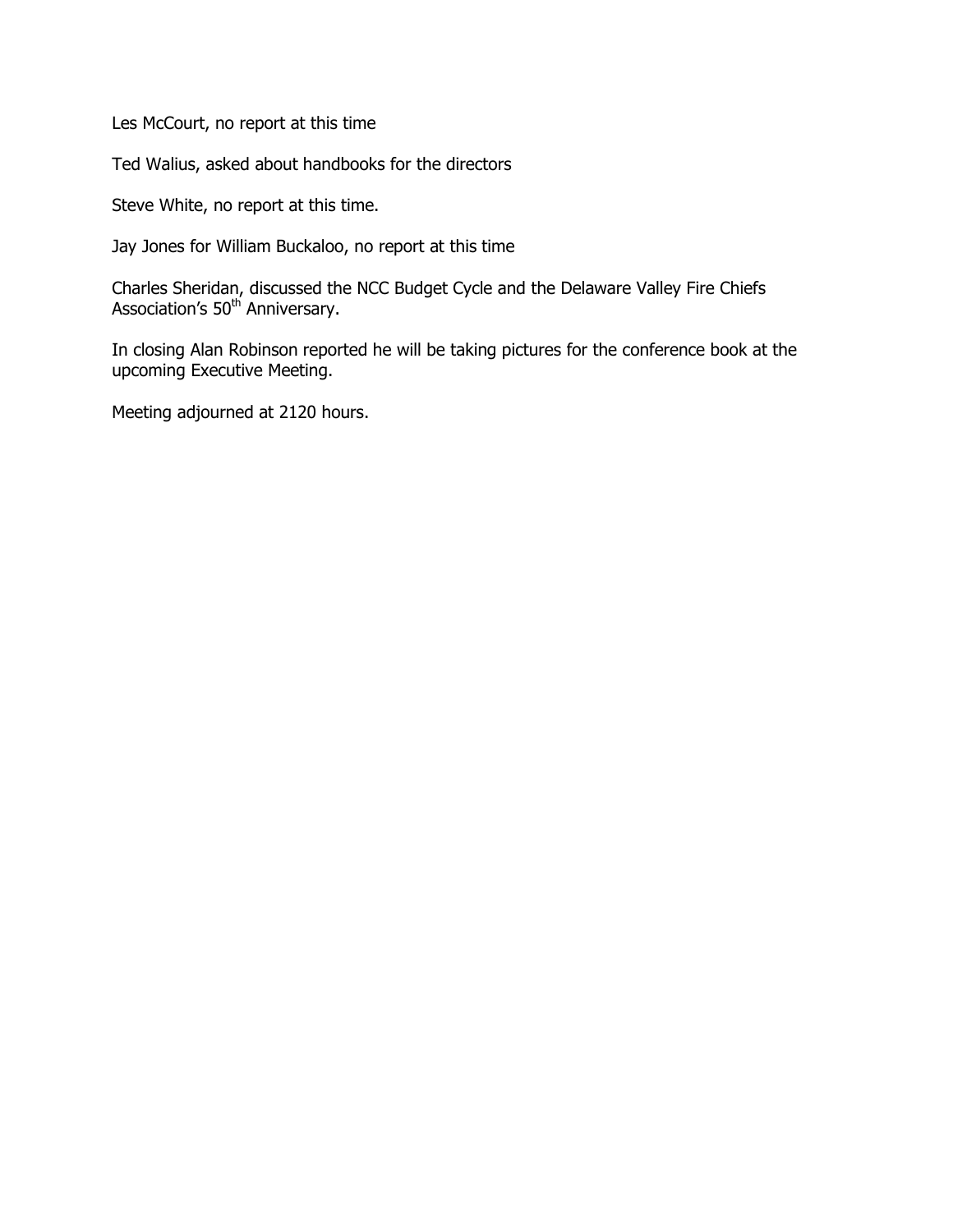Les McCourt, no report at this time

Ted Walius, asked about handbooks for the directors

Steve White, no report at this time.

Jay Jones for William Buckaloo, no report at this time

Charles Sheridan, discussed the NCC Budget Cycle and the Delaware Valley Fire Chiefs Association's 50th Anniversary.

In closing Alan Robinson reported he will be taking pictures for the conference book at the upcoming Executive Meeting.

Meeting adjourned at 2120 hours.